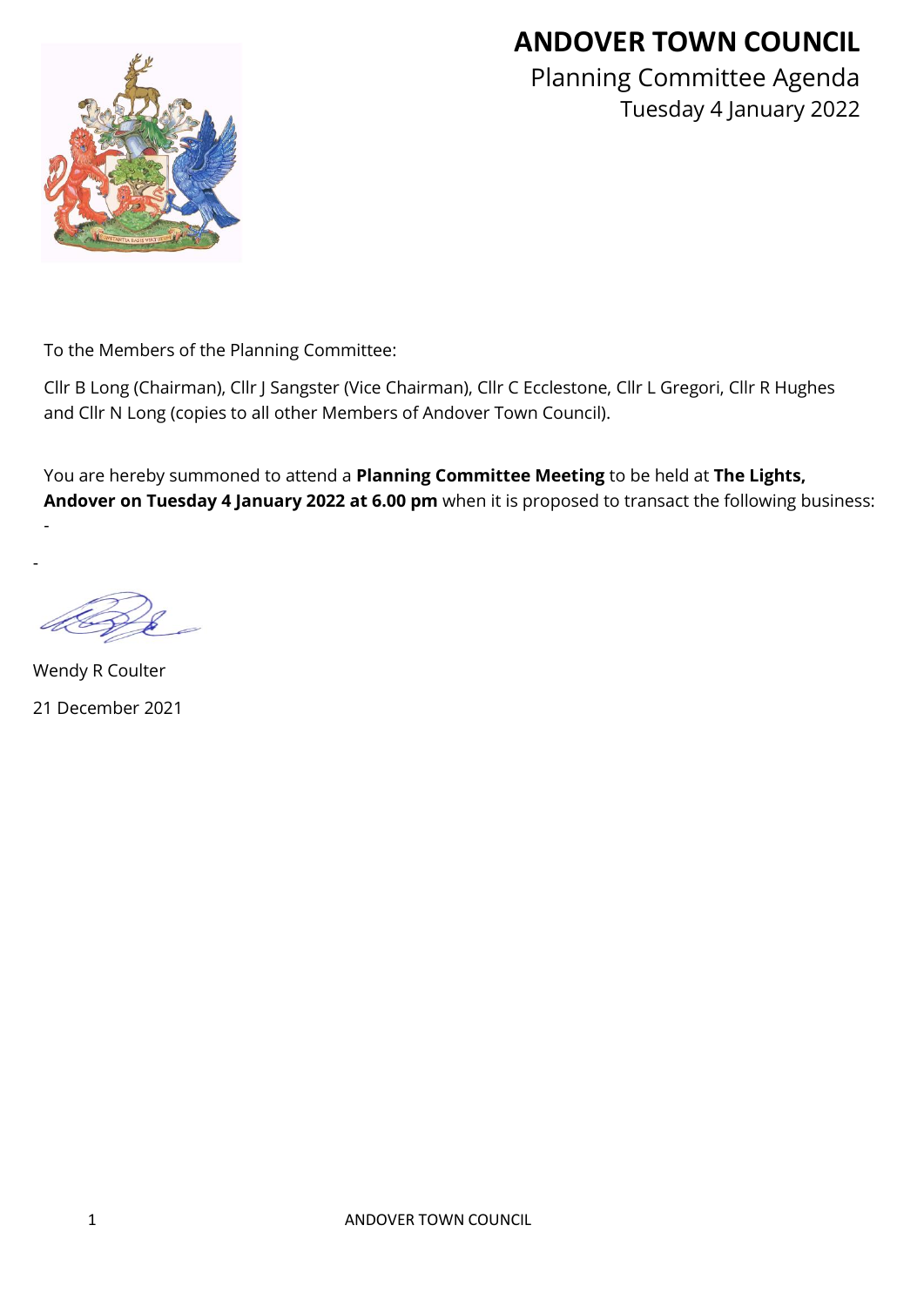# ANDOVER TOWN COUNCIL

Planning Committee Agenda

Tuesday 4 January 2022

To the Members of the Planning Committee:

Cllr B Long (Chairman), Cllr J Sangster (Vice Chairman), Cllr C Ecclestone, Cllr L Gregori, Cllr R Hughes and Cllr N Long (copies to all other Members of Andover Town Council).

You are hereby summoned to attend a **Planning Committee Meeting** to be held at **The Lights, Andover on Tuesday 4 January 2022 at 6.00 pm** when it is proposed to transact the following business:

-

-

Wendy R Coulter

21 December 2021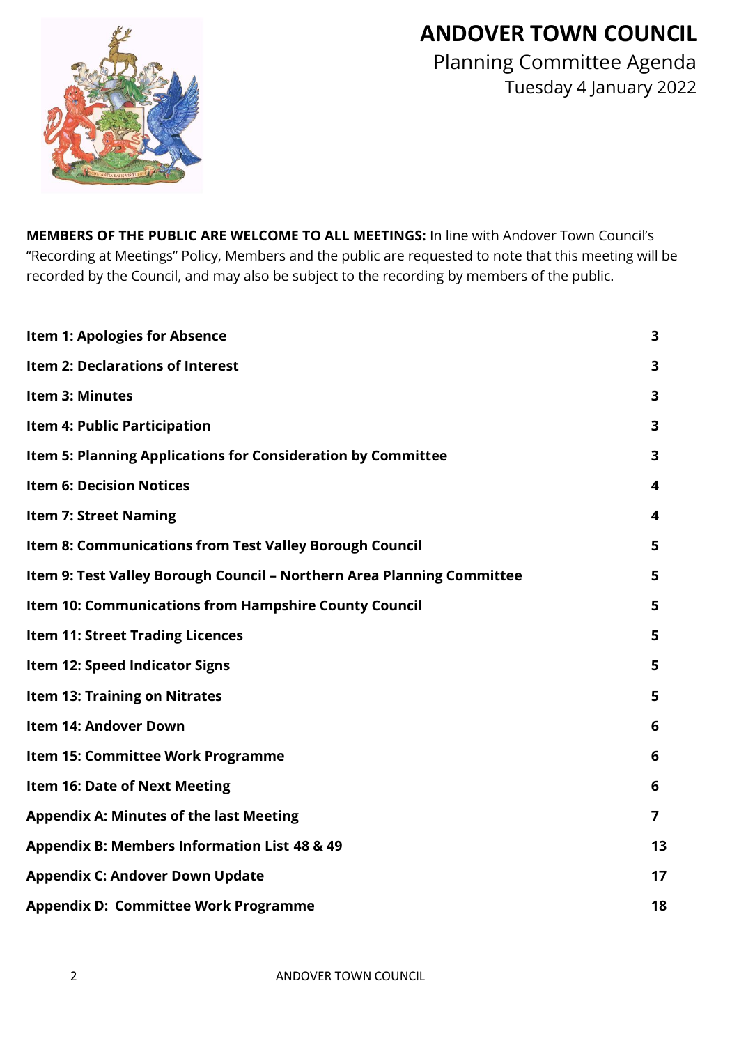# ANDOVER TOWN COUNCIL

Planning Committee Agenda

Tuesday 4 January 2022

**MEMBERS OF THE PUBLIC ARE WELCOME TO ALL MEETINGS:** In line with Andover Town Council's "Recording at Meetings" Policy, Members and the public are requested to note that this meeting will be recorded by the Council, and may also be subject to the recording by members of the public.

| | |
|---|---|
| **Item 1: Apologies for Absence** | **3** |
| **Item 2: Declarations of Interest** | **3** |
| **Item 3: Minutes** | **3** |
| **Item 4: Public Participation** | **3** |
| **Item 5: Planning Applications for Consideration by Committee** | **3** |
| **Item 6: Decision Notices** | **4** |
| **Item 7: Street Naming** | **4** |
| **Item 8: Communications from Test Valley Borough Council** | **5** |
| **Item 9: Test Valley Borough Council – Northern Area Planning Committee** | **5** |
| **Item 10: Communications from Hampshire County Council** | **5** |
| **Item 11: Street Trading Licences** | **5** |
| **Item 12: Speed Indicator Signs** | **5** |
| **Item 13: Training on Nitrates** | **5** |
| **Item 14: Andover Down** | **6** |
| **Item 15: Committee Work Programme** | **6** |
| **Item 16: Date of Next Meeting** | **6** |
| **Appendix A: Minutes of the last Meeting** | **7** |
| **Appendix B: Members Information List 48 & 49** | **13** |
| **Appendix C: Andover Down Update** | **17** |
| **Appendix D: Committee Work Programme** | **18** |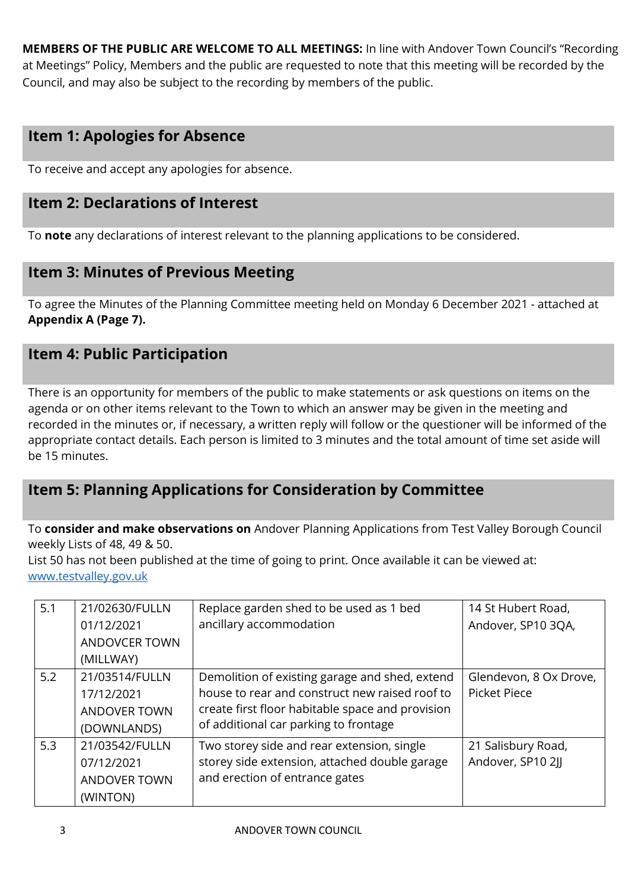**MEMBERS OF THE PUBLIC ARE WELCOME TO ALL MEETINGS:** In line with Andover Town Council's "Recording at Meetings" Policy, Members and the public are requested to note that this meeting will be recorded by the Council, and may also be subject to the recording by members of the public.

## Item 1: Apologies for Absence

To receive and accept any apologies for absence.

## Item 2: Declarations of Interest

To **note** any declarations of interest relevant to the planning applications to be considered.

## Item 3: Minutes of Previous Meeting

To agree the Minutes of the Planning Committee meeting held on Monday 6 December 2021 - attached at **Appendix A (Page 7).**

## Item 4: Public Participation

There is an opportunity for members of the public to make statements or ask questions on items on the agenda or on other items relevant to the Town to which an answer may be given in the meeting and recorded in the minutes or, if necessary, a written reply will follow or the questioner will be informed of the appropriate contact details. Each person is limited to 3 minutes and the total amount of time set aside will be 15 minutes.

## Item 5: Planning Applications for Consideration by Committee

To **consider and make observations on** Andover Planning Applications from Test Valley Borough Council weekly Lists of 48, 49 & 50.
List 50 has not been published at the time of going to print. Once available it can be viewed at: www.testvalley.gov.uk

| | | | |
|---|---|---|---|
| 5.1 | 21/02630/FULLN 01/12/2021 ANDOVCER TOWN (MILLWAY) | Replace garden shed to be used as 1 bed ancillary accommodation | 14 St Hubert Road, Andover, SP10 3QA, |
| 5.2 | 21/03514/FULLN 17/12/2021 ANDOVER TOWN (DOWNLANDS) | Demolition of existing garage and shed, extend house to rear and construct new raised roof to create first floor habitable space and provision of additional car parking to frontage | Glendevon, 8 Ox Drove, Picket Piece |
| 5.3 | 21/03542/FULLN 07/12/2021 ANDOVER TOWN (WINTON) | Two storey side and rear extension, single storey side extension, attached double garage and erection of entrance gates | 21 Salisbury Road, Andover, SP10 2JJ |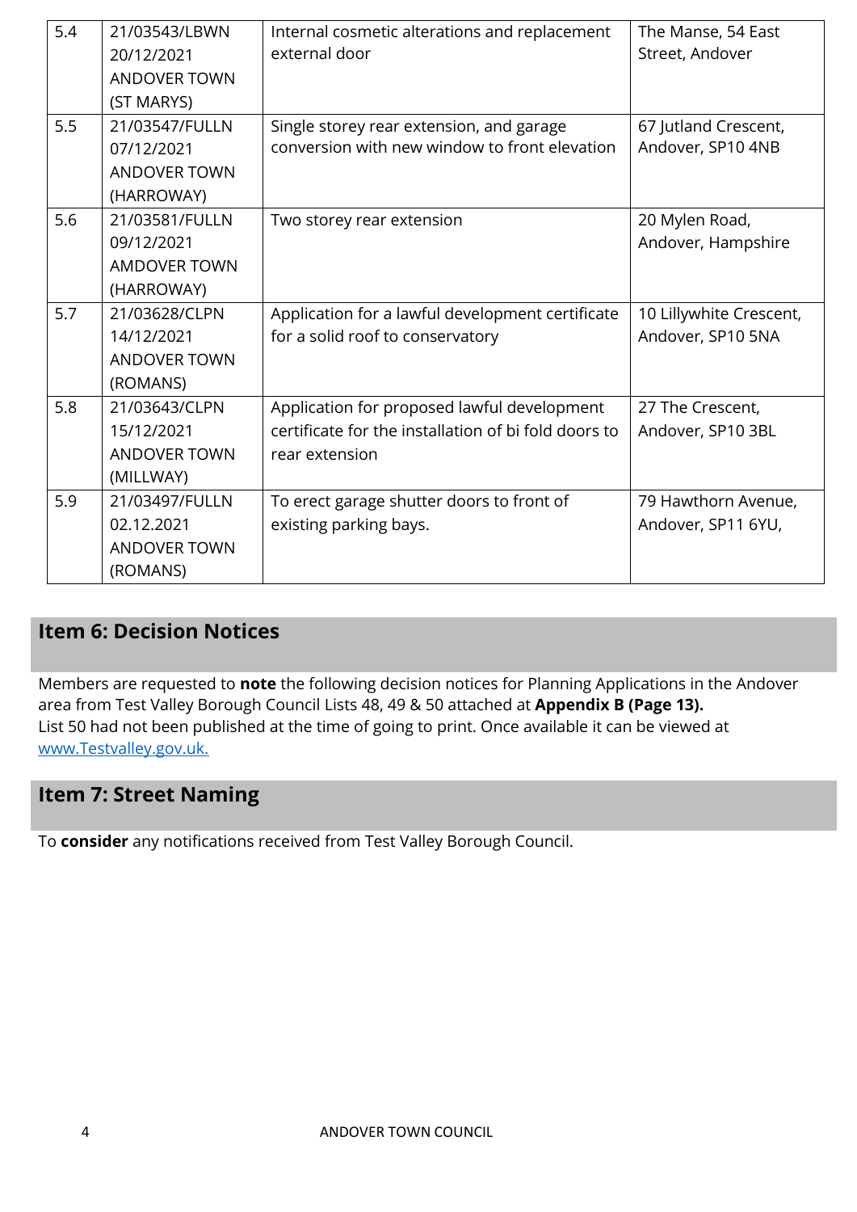| | | | |
|---|---|---|---|
| 5.4 | 21/03543/LBWN 20/12/2021 ANDOVER TOWN (ST MARYS) | Internal cosmetic alterations and replacement external door | The Manse, 54 East Street, Andover |
| 5.5 | 21/03547/FULLN 07/12/2021 ANDOVER TOWN (HARROWAY) | Single storey rear extension, and garage conversion with new window to front elevation | 67 Jutland Crescent, Andover, SP10 4NB |
| 5.6 | 21/03581/FULLN 09/12/2021 AMDOVER TOWN (HARROWAY) | Two storey rear extension | 20 Mylen Road, Andover, Hampshire |
| 5.7 | 21/03628/CLPN 14/12/2021 ANDOVER TOWN (ROMANS) | Application for a lawful development certificate for a solid roof to conservatory | 10 Lillywhite Crescent, Andover, SP10 5NA |
| 5.8 | 21/03643/CLPN 15/12/2021 ANDOVER TOWN (MILLWAY) | Application for proposed lawful development certificate for the installation of bi fold doors to rear extension | 27 The Crescent, Andover, SP10 3BL |
| 5.9 | 21/03497/FULLN 02.12.2021 ANDOVER TOWN (ROMANS) | To erect garage shutter doors to front of existing parking bays. | 79 Hawthorn Avenue, Andover, SP11 6YU, |

## Item 6: Decision Notices

Members are requested to **note** the following decision notices for Planning Applications in the Andover area from Test Valley Borough Council Lists 48, 49 & 50 attached at **Appendix B (Page 13).**
List 50 had not been published at the time of going to print. Once available it can be viewed at [www.Testvalley.gov.uk.](www.Testvalley.gov.uk.)

## Item 7: Street Naming

To **consider** any notifications received from Test Valley Borough Council.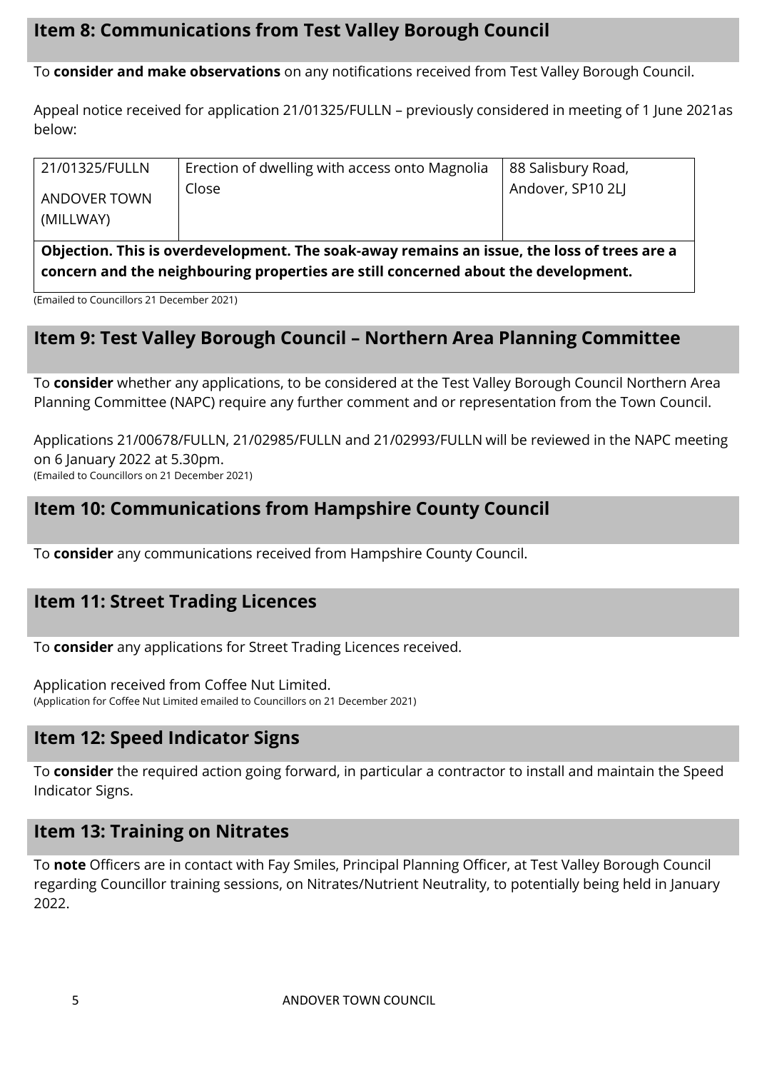## Item 8: Communications from Test Valley Borough Council

To **consider and make observations** on any notifications received from Test Valley Borough Council.

Appeal notice received for application 21/01325/FULLN – previously considered in meeting of 1 June 2021as below:

| 21/01325/FULLN<br>ANDOVER TOWN (MILLWAY) | Erection of dwelling with access onto Magnolia Close | 88 Salisbury Road, Andover, SP10 2LJ |
|---|---|---|
| **Objection. This is overdevelopment. The soak-away remains an issue, the loss of trees are a concern and the neighbouring properties are still concerned about the development.** | | |

(Emailed to Councillors 21 December 2021)

## Item 9: Test Valley Borough Council – Northern Area Planning Committee

To **consider** whether any applications, to be considered at the Test Valley Borough Council Northern Area Planning Committee (NAPC) require any further comment and or representation from the Town Council.

Applications 21/00678/FULLN, 21/02985/FULLN and 21/02993/FULLN will be reviewed in the NAPC meeting on 6 January 2022 at 5.30pm.
(Emailed to Councillors on 21 December 2021)

## Item 10: Communications from Hampshire County Council

To **consider** any communications received from Hampshire County Council.

## Item 11: Street Trading Licences

To **consider** any applications for Street Trading Licences received.

Application received from Coffee Nut Limited.
(Application for Coffee Nut Limited emailed to Councillors on 21 December 2021)

## Item 12: Speed Indicator Signs

To **consider** the required action going forward, in particular a contractor to install and maintain the Speed Indicator Signs.

## Item 13: Training on Nitrates

To **note** Officers are in contact with Fay Smiles, Principal Planning Officer, at Test Valley Borough Council regarding Councillor training sessions, on Nitrates/Nutrient Neutrality, to potentially being held in January 2022.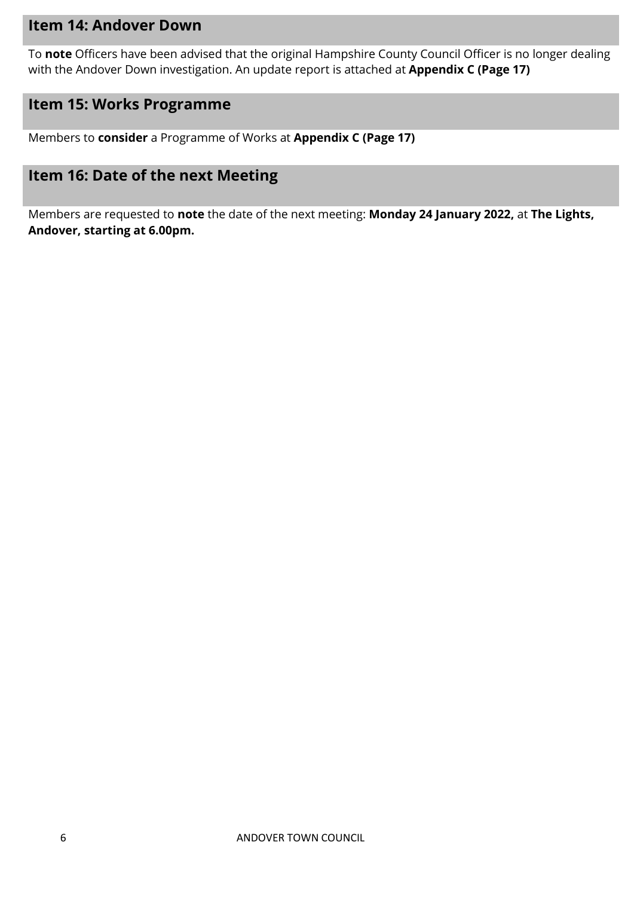## Item 14: Andover Down

To **note** Officers have been advised that the original Hampshire County Council Officer is no longer dealing with the Andover Down investigation. An update report is attached at **Appendix C (Page 17)**

## Item 15: Works Programme

Members to **consider** a Programme of Works at **Appendix C (Page 17)**

## Item 16: Date of the next Meeting

Members are requested to **note** the date of the next meeting: **Monday 24 January 2022,** at **The Lights, Andover, starting at 6.00pm.**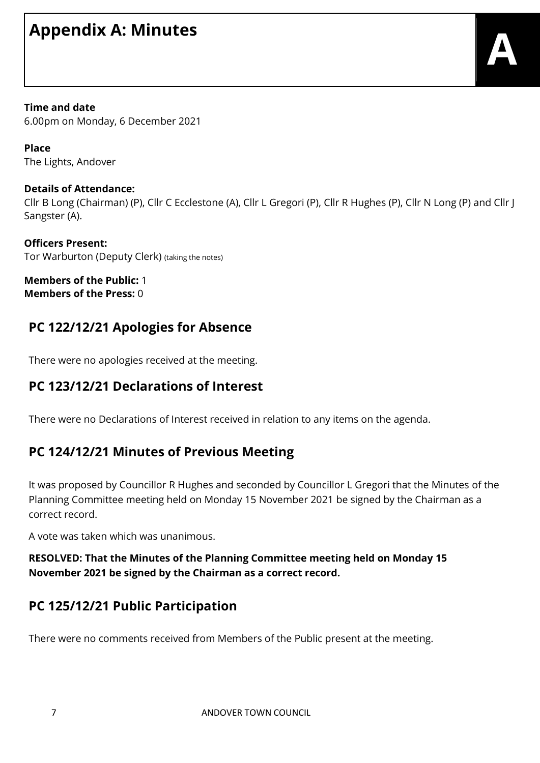# Appendix A: Minutes

A

**Time and date**
6.00pm on Monday, 6 December 2021

**Place**
The Lights, Andover

**Details of Attendance:**
Cllr B Long (Chairman) (P), Cllr C Ecclestone (A), Cllr L Gregori (P), Cllr R Hughes (P), Cllr N Long (P) and Cllr J Sangster (A).

**Officers Present:**
Tor Warburton (Deputy Clerk) (taking the notes)

**Members of the Public:** 1
**Members of the Press:** 0

## PC 122/12/21 Apologies for Absence

There were no apologies received at the meeting.

## PC 123/12/21 Declarations of Interest

There were no Declarations of Interest received in relation to any items on the agenda.

## PC 124/12/21 Minutes of Previous Meeting

It was proposed by Councillor R Hughes and seconded by Councillor L Gregori that the Minutes of the Planning Committee meeting held on Monday 15 November 2021 be signed by the Chairman as a correct record.

A vote was taken which was unanimous.

**RESOLVED: That the Minutes of the Planning Committee meeting held on Monday 15 November 2021 be signed by the Chairman as a correct record.**

## PC 125/12/21 Public Participation

There were no comments received from Members of the Public present at the meeting.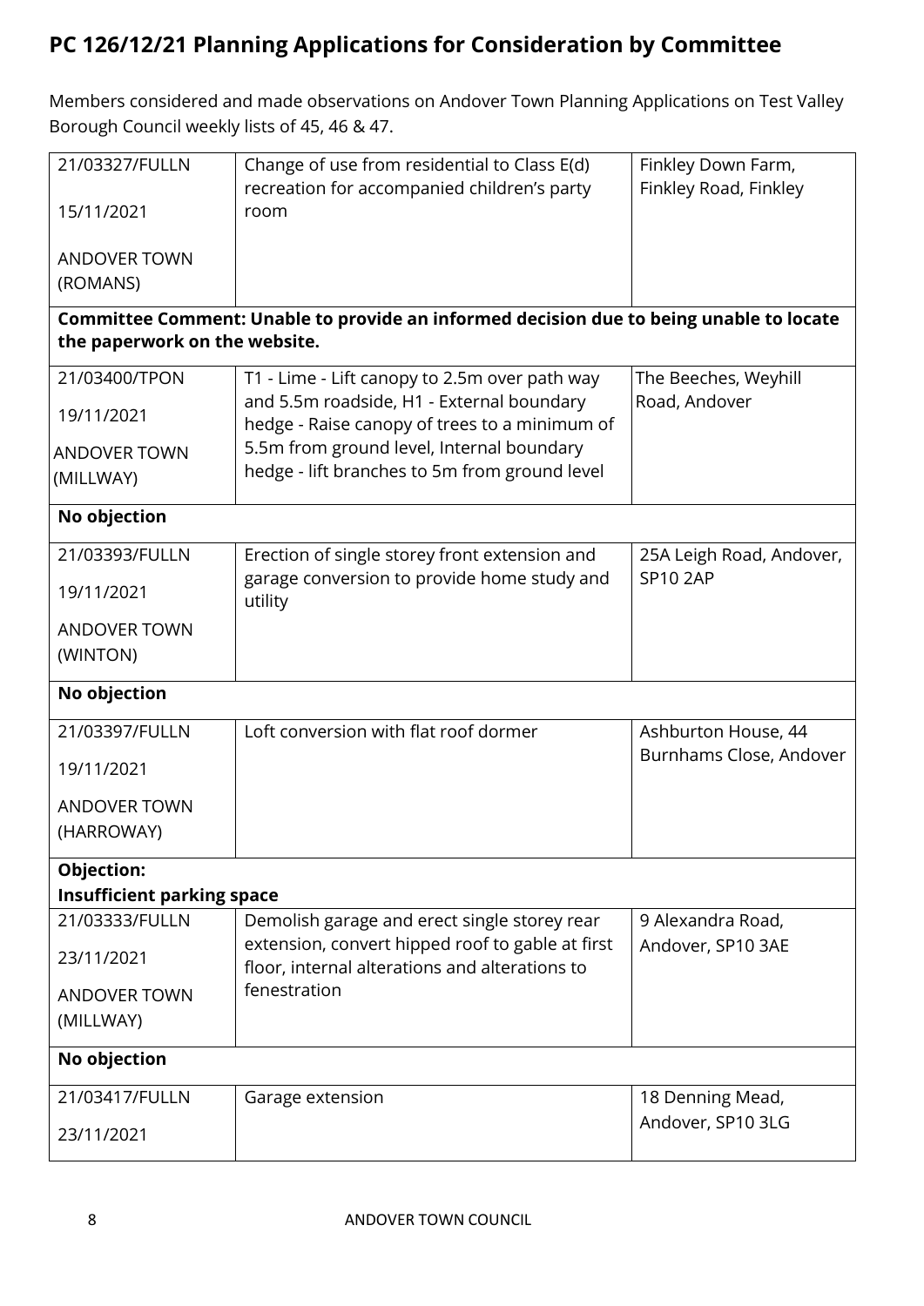## PC 126/12/21 Planning Applications for Consideration by Committee

Members considered and made observations on Andover Town Planning Applications on Test Valley Borough Council weekly lists of 45, 46 & 47.

| Reference / Date / Ward | Proposal | Location |
|---|---|---|
| 21/03327/FULLN<br>15/11/2021<br>ANDOVER TOWN (ROMANS) | Change of use from residential to Class E(d) recreation for accompanied children's party room | Finkley Down Farm, Finkley Road, Finkley |
| **Committee Comment: Unable to provide an informed decision due to being unable to locate the paperwork on the website.** | | |
| 21/03400/TPON<br>19/11/2021<br>ANDOVER TOWN (MILLWAY) | T1 - Lime - Lift canopy to 2.5m over path way and 5.5m roadside, H1 - External boundary hedge - Raise canopy of trees to a minimum of 5.5m from ground level, Internal boundary hedge - lift branches to 5m from ground level | The Beeches, Weyhill Road, Andover |
| **No objection** | | |
| 21/03393/FULLN<br>19/11/2021<br>ANDOVER TOWN (WINTON) | Erection of single storey front extension and garage conversion to provide home study and utility | 25A Leigh Road, Andover, SP10 2AP |
| **No objection** | | |
| 21/03397/FULLN<br>19/11/2021<br>ANDOVER TOWN (HARROWAY) | Loft conversion with flat roof dormer | Ashburton House, 44 Burnhams Close, Andover |
| **Objection:**<br>**Insufficient parking space** | | |
| 21/03333/FULLN<br>23/11/2021<br>ANDOVER TOWN (MILLWAY) | Demolish garage and erect single storey rear extension, convert hipped roof to gable at first floor, internal alterations and alterations to fenestration | 9 Alexandra Road, Andover, SP10 3AE |
| **No objection** | | |
| 21/03417/FULLN<br>23/11/2021 | Garage extension | 18 Denning Mead, Andover, SP10 3LG |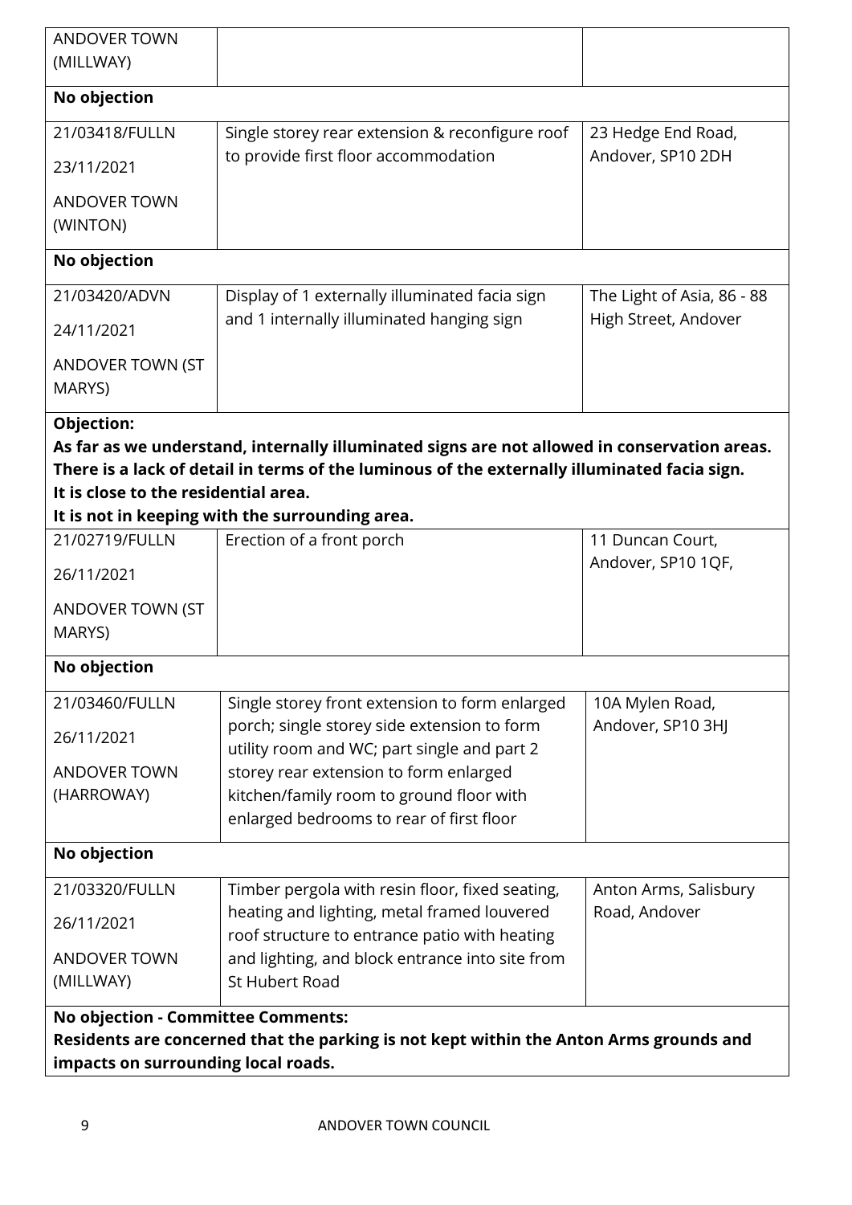| | | |
|---|---|---|
| ANDOVER TOWN (MILLWAY) | | |
| **No objection** | | |
| 21/03418/FULLN<br>23/11/2021<br>ANDOVER TOWN (WINTON) | Single storey rear extension & reconfigure roof to provide first floor accommodation | 23 Hedge End Road, Andover, SP10 2DH |
| **No objection** | | |
| 21/03420/ADVN<br>24/11/2021<br>ANDOVER TOWN (ST MARYS) | Display of 1 externally illuminated facia sign and 1 internally illuminated hanging sign | The Light of Asia, 86 - 88 High Street, Andover |
| **Objection:**<br>**As far as we understand, internally illuminated signs are not allowed in conservation areas.**<br>**There is a lack of detail in terms of the luminous of the externally illuminated facia sign.**<br>**It is close to the residential area.**<br>**It is not in keeping with the surrounding area.** | | |
| 21/02719/FULLN<br>26/11/2021<br>ANDOVER TOWN (ST MARYS) | Erection of a front porch | 11 Duncan Court, Andover, SP10 1QF, |
| **No objection** | | |
| 21/03460/FULLN<br>26/11/2021<br>ANDOVER TOWN (HARROWAY) | Single storey front extension to form enlarged porch; single storey side extension to form utility room and WC; part single and part 2 storey rear extension to form enlarged kitchen/family room to ground floor with enlarged bedrooms to rear of first floor | 10A Mylen Road, Andover, SP10 3HJ |
| **No objection** | | |
| 21/03320/FULLN<br>26/11/2021<br>ANDOVER TOWN (MILLWAY) | Timber pergola with resin floor, fixed seating, heating and lighting, metal framed louvered roof structure to entrance patio with heating and lighting, and block entrance into site from St Hubert Road | Anton Arms, Salisbury Road, Andover |
| **No objection - Committee Comments:**<br>**Residents are concerned that the parking is not kept within the Anton Arms grounds and impacts on surrounding local roads.** | | |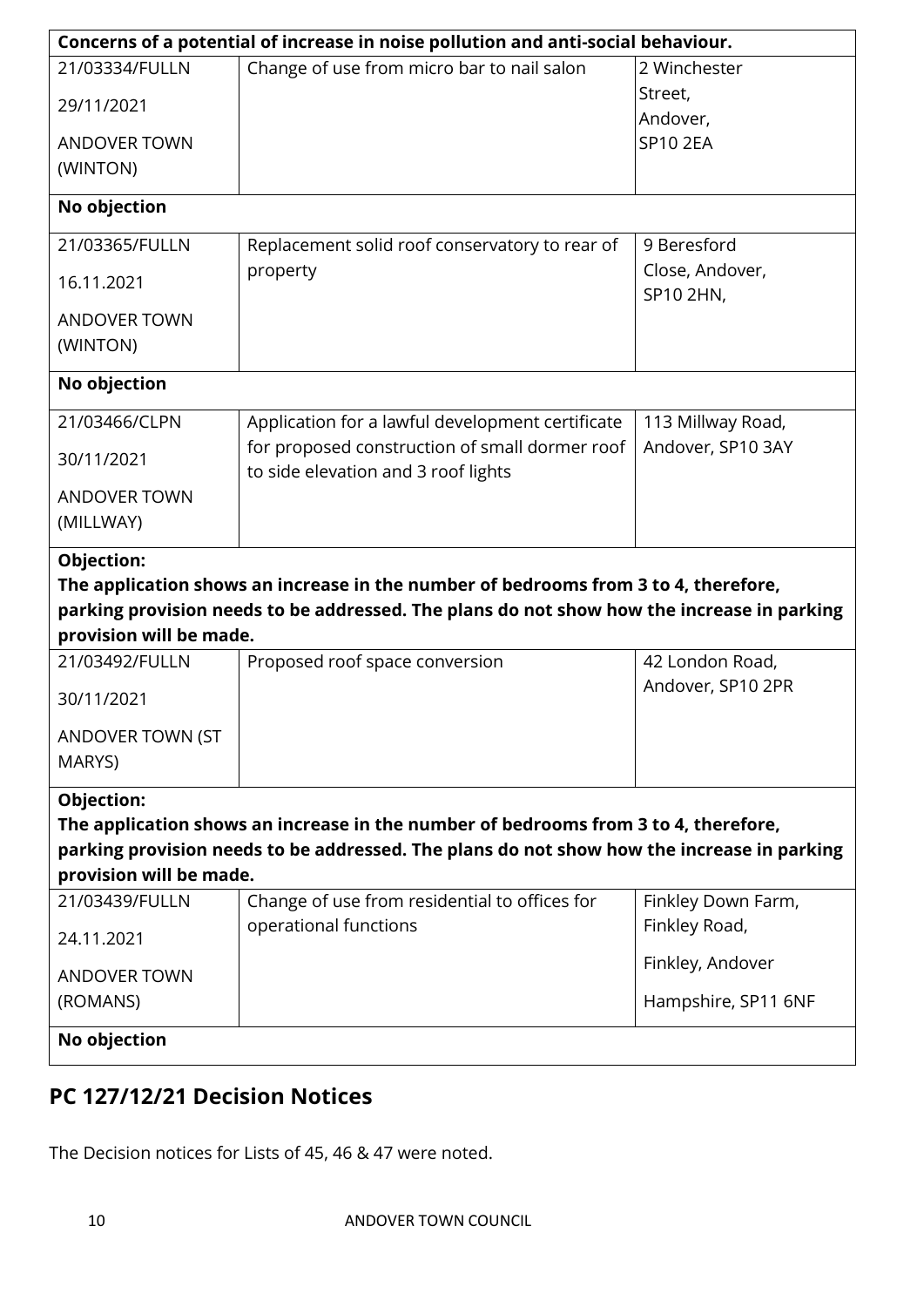| | | |
|---|---|---|
| **Concerns of a potential of increase in noise pollution and anti-social behaviour.** | | |
| 21/03334/FULLN<br>29/11/2021<br>ANDOVER TOWN (WINTON) | Change of use from micro bar to nail salon | 2 Winchester Street, Andover, SP10 2EA |
| **No objection** | | |
| 21/03365/FULLN<br>16.11.2021<br>ANDOVER TOWN (WINTON) | Replacement solid roof conservatory to rear of property | 9 Beresford Close, Andover, SP10 2HN, |
| **No objection** | | |
| 21/03466/CLPN<br>30/11/2021<br>ANDOVER TOWN (MILLWAY) | Application for a lawful development certificate for proposed construction of small dormer roof to side elevation and 3 roof lights | 113 Millway Road, Andover, SP10 3AY |
| **Objection:**<br>**The application shows an increase in the number of bedrooms from 3 to 4, therefore, parking provision needs to be addressed. The plans do not show how the increase in parking provision will be made.** | | |
| 21/03492/FULLN<br>30/11/2021<br>ANDOVER TOWN (ST MARYS) | Proposed roof space conversion | 42 London Road, Andover, SP10 2PR |
| **Objection:**<br>**The application shows an increase in the number of bedrooms from 3 to 4, therefore, parking provision needs to be addressed. The plans do not show how the increase in parking provision will be made.** | | |
| 21/03439/FULLN<br>24.11.2021<br>ANDOVER TOWN (ROMANS) | Change of use from residential to offices for operational functions | Finkley Down Farm, Finkley Road,<br>Finkley, Andover<br>Hampshire, SP11 6NF |
| **No objection** | | |

## PC 127/12/21 Decision Notices

The Decision notices for Lists of 45, 46 & 47 were noted.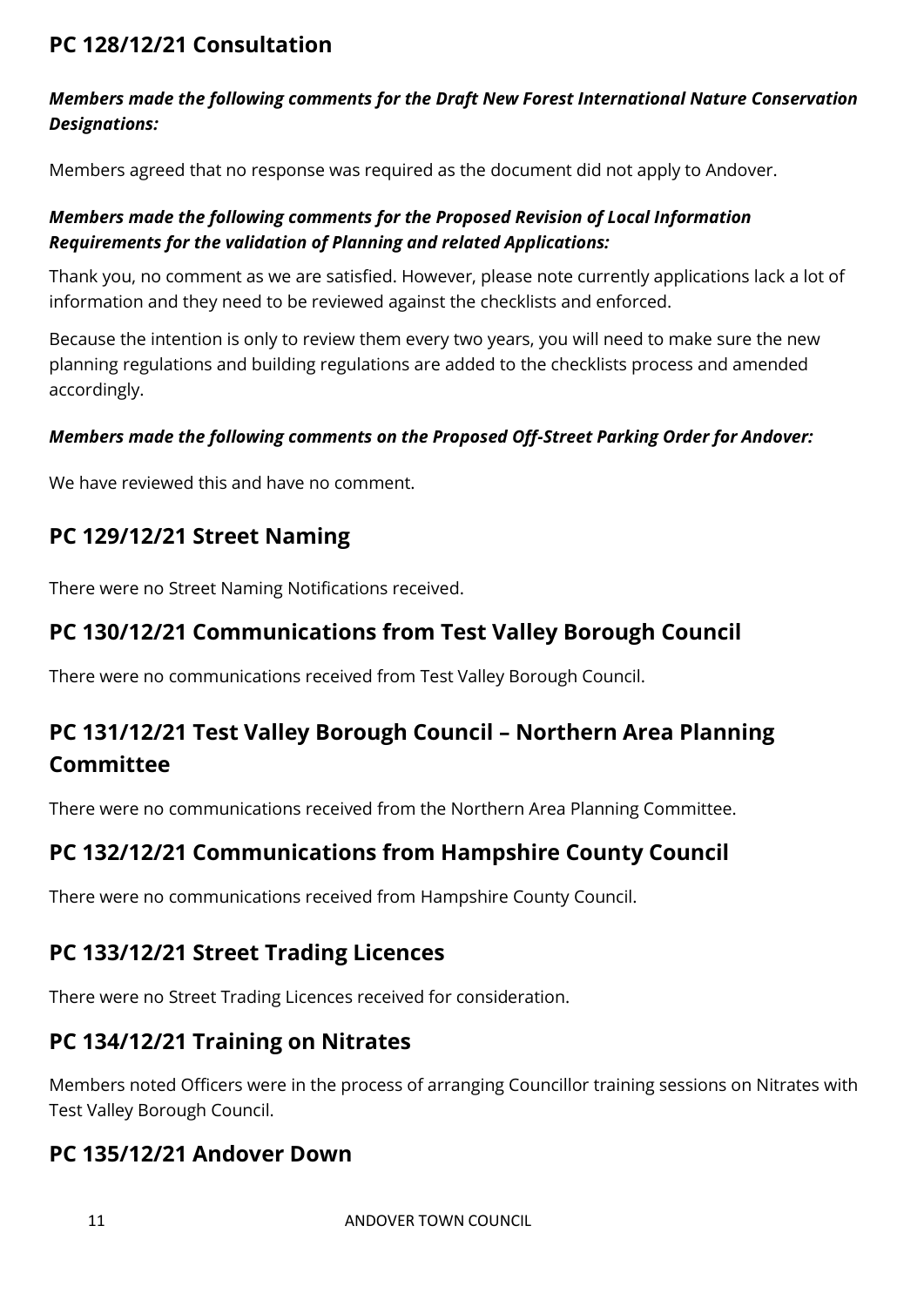## PC 128/12/21 Consultation

***Members made the following comments for the Draft New Forest International Nature Conservation Designations:***

Members agreed that no response was required as the document did not apply to Andover.

***Members made the following comments for the Proposed Revision of Local Information Requirements for the validation of Planning and related Applications:***

Thank you, no comment as we are satisfied. However, please note currently applications lack a lot of information and they need to be reviewed against the checklists and enforced.

Because the intention is only to review them every two years, you will need to make sure the new planning regulations and building regulations are added to the checklists process and amended accordingly.

***Members made the following comments on the Proposed Off-Street Parking Order for Andover:***

We have reviewed this and have no comment.

## PC 129/12/21 Street Naming

There were no Street Naming Notifications received.

## PC 130/12/21 Communications from Test Valley Borough Council

There were no communications received from Test Valley Borough Council.

## PC 131/12/21 Test Valley Borough Council – Northern Area Planning Committee

There were no communications received from the Northern Area Planning Committee.

## PC 132/12/21 Communications from Hampshire County Council

There were no communications received from Hampshire County Council.

## PC 133/12/21 Street Trading Licences

There were no Street Trading Licences received for consideration.

## PC 134/12/21 Training on Nitrates

Members noted Officers were in the process of arranging Councillor training sessions on Nitrates with Test Valley Borough Council.

## PC 135/12/21 Andover Down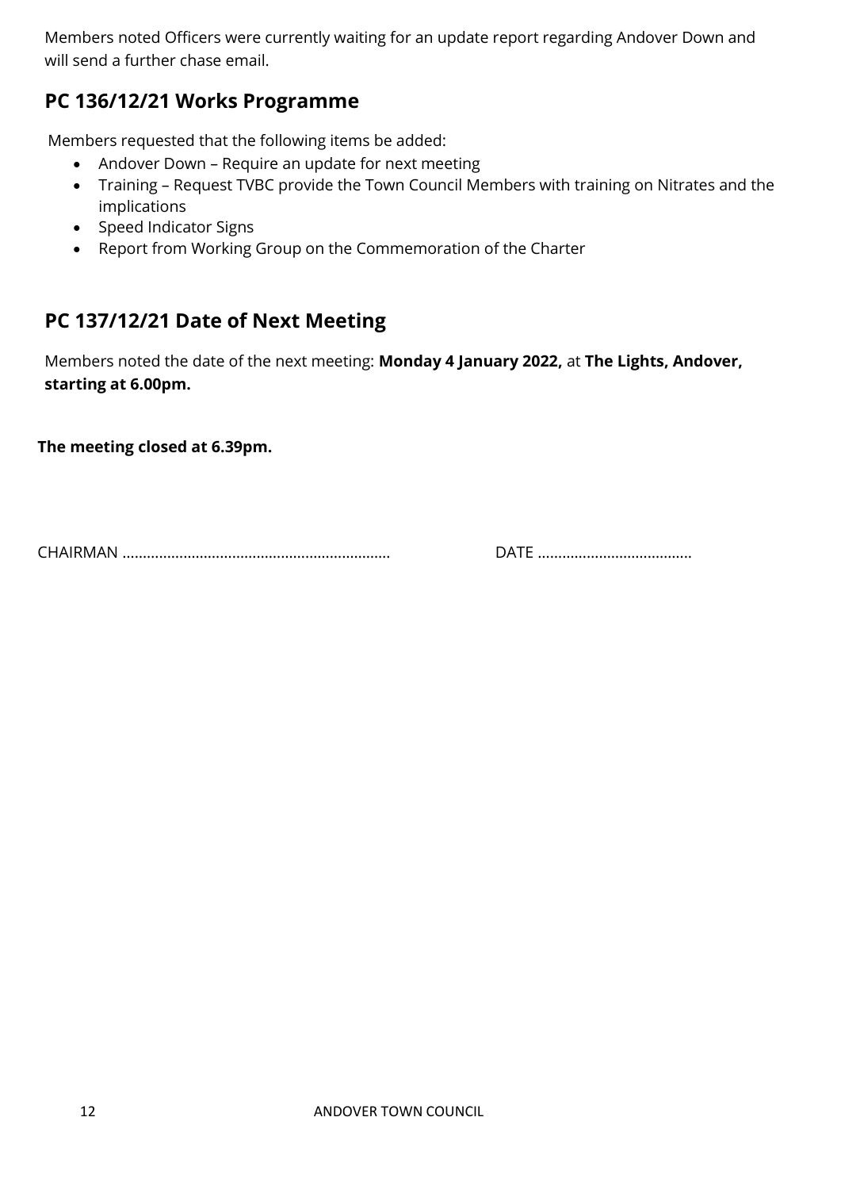Members noted Officers were currently waiting for an update report regarding Andover Down and will send a further chase email.

## PC 136/12/21 Works Programme

Members requested that the following items be added:

- Andover Down – Require an update for next meeting
- Training – Request TVBC provide the Town Council Members with training on Nitrates and the implications
- Speed Indicator Signs
- Report from Working Group on the Commemoration of the Charter

## PC 137/12/21 Date of Next Meeting

Members noted the date of the next meeting: **Monday 4 January 2022,** at **The Lights, Andover, starting at 6.00pm.**

**The meeting closed at 6.39pm.**

CHAIRMAN ................................................................ DATE ....................................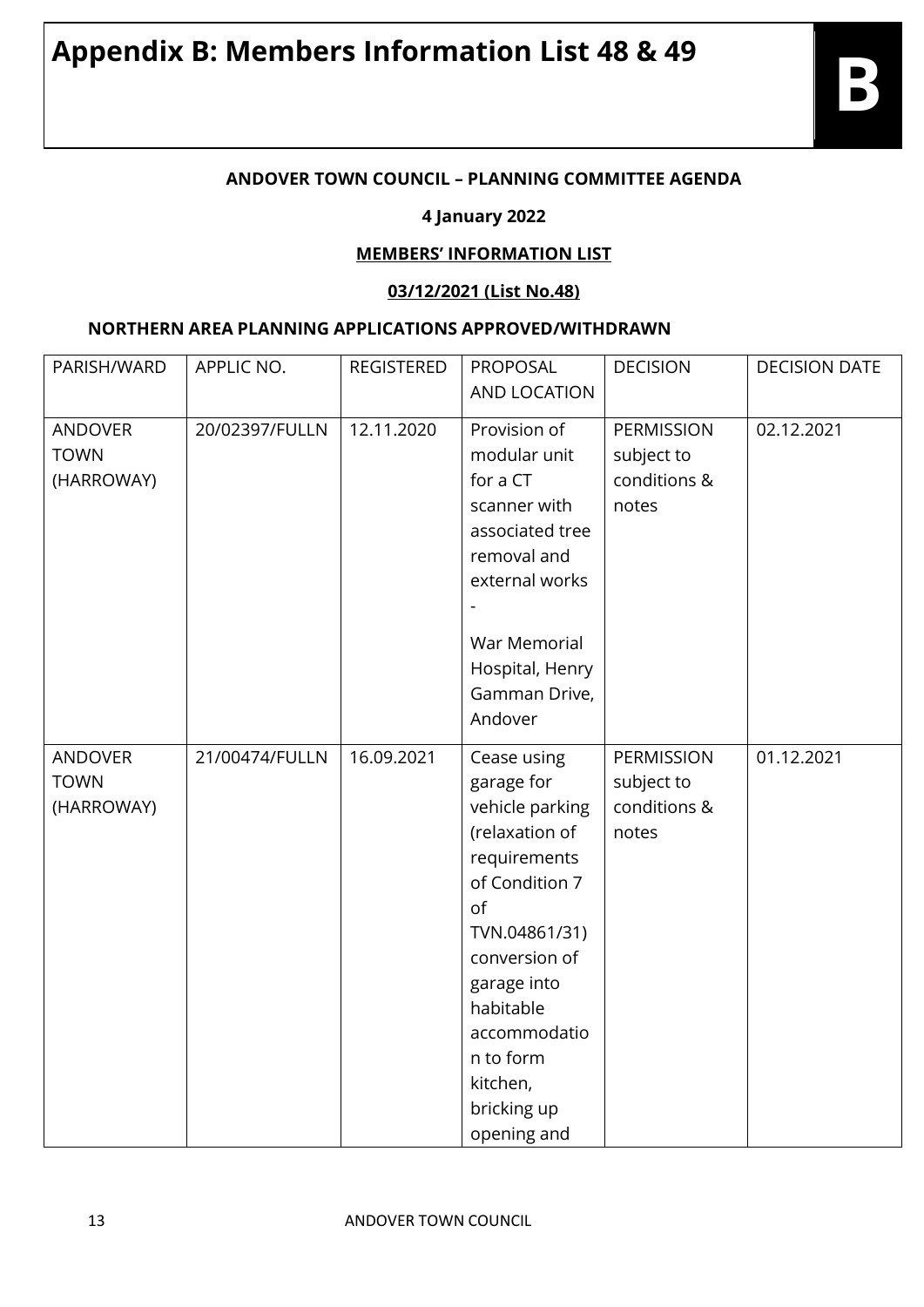# Appendix B: Members Information List 48 & 49

**B**

**ANDOVER TOWN COUNCIL – PLANNING COMMITTEE AGENDA**

**4 January 2022**

**MEMBERS' INFORMATION LIST**

**03/12/2021 (List No.48)**

**NORTHERN AREA PLANNING APPLICATIONS APPROVED/WITHDRAWN**

| PARISH/WARD | APPLIC NO. | REGISTERED | PROPOSAL AND LOCATION | DECISION | DECISION DATE |
|---|---|---|---|---|---|
| ANDOVER TOWN (HARROWAY) | 20/02397/FULLN | 12.11.2020 | Provision of modular unit for a CT scanner with associated tree removal and external works - War Memorial Hospital, Henry Gamman Drive, Andover | PERMISSION subject to conditions & notes | 02.12.2021 |
| ANDOVER TOWN (HARROWAY) | 21/00474/FULLN | 16.09.2021 | Cease using garage for vehicle parking (relaxation of requirements of Condition 7 of TVN.04861/31) conversion of garage into habitable accommodation to form kitchen, bricking up opening and | PERMISSION subject to conditions & notes | 01.12.2021 |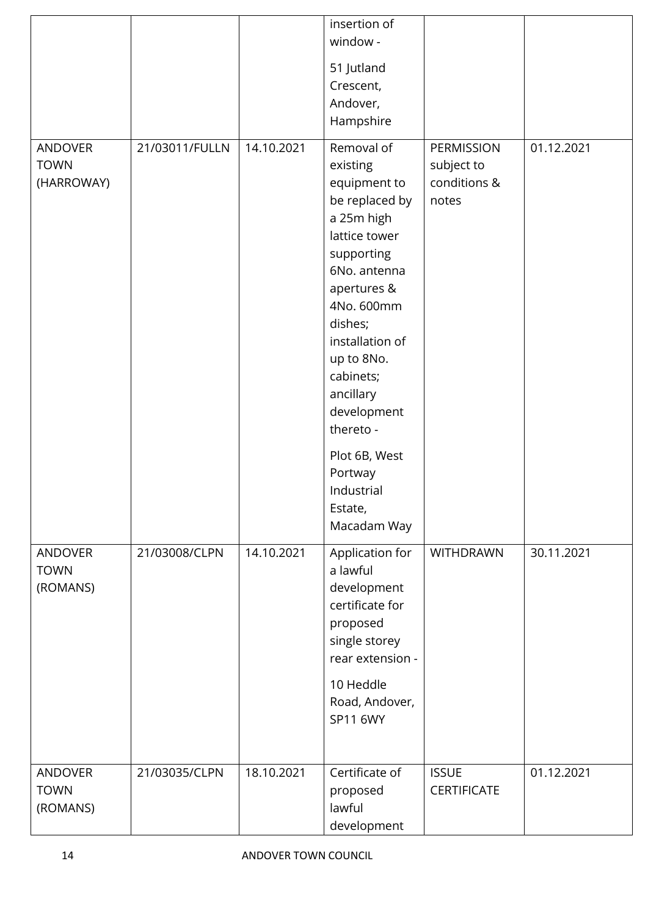| | | | insertion of window - 51 Jutland Crescent, Andover, Hampshire | | |
|---|---|---|---|---|---|
| ANDOVER TOWN (HARROWAY) | 21/03011/FULLN | 14.10.2021 | Removal of existing equipment to be replaced by a 25m high lattice tower supporting 6No. antenna apertures & 4No. 600mm dishes; installation of up to 8No. cabinets; ancillary development thereto - Plot 6B, West Portway Industrial Estate, Macadam Way | PERMISSION subject to conditions & notes | 01.12.2021 |
| ANDOVER TOWN (ROMANS) | 21/03008/CLPN | 14.10.2021 | Application for a lawful development certificate for proposed single storey rear extension - 10 Heddle Road, Andover, SP11 6WY | WITHDRAWN | 30.11.2021 |
| ANDOVER TOWN (ROMANS) | 21/03035/CLPN | 18.10.2021 | Certificate of proposed lawful development | ISSUE CERTIFICATE | 01.12.2021 |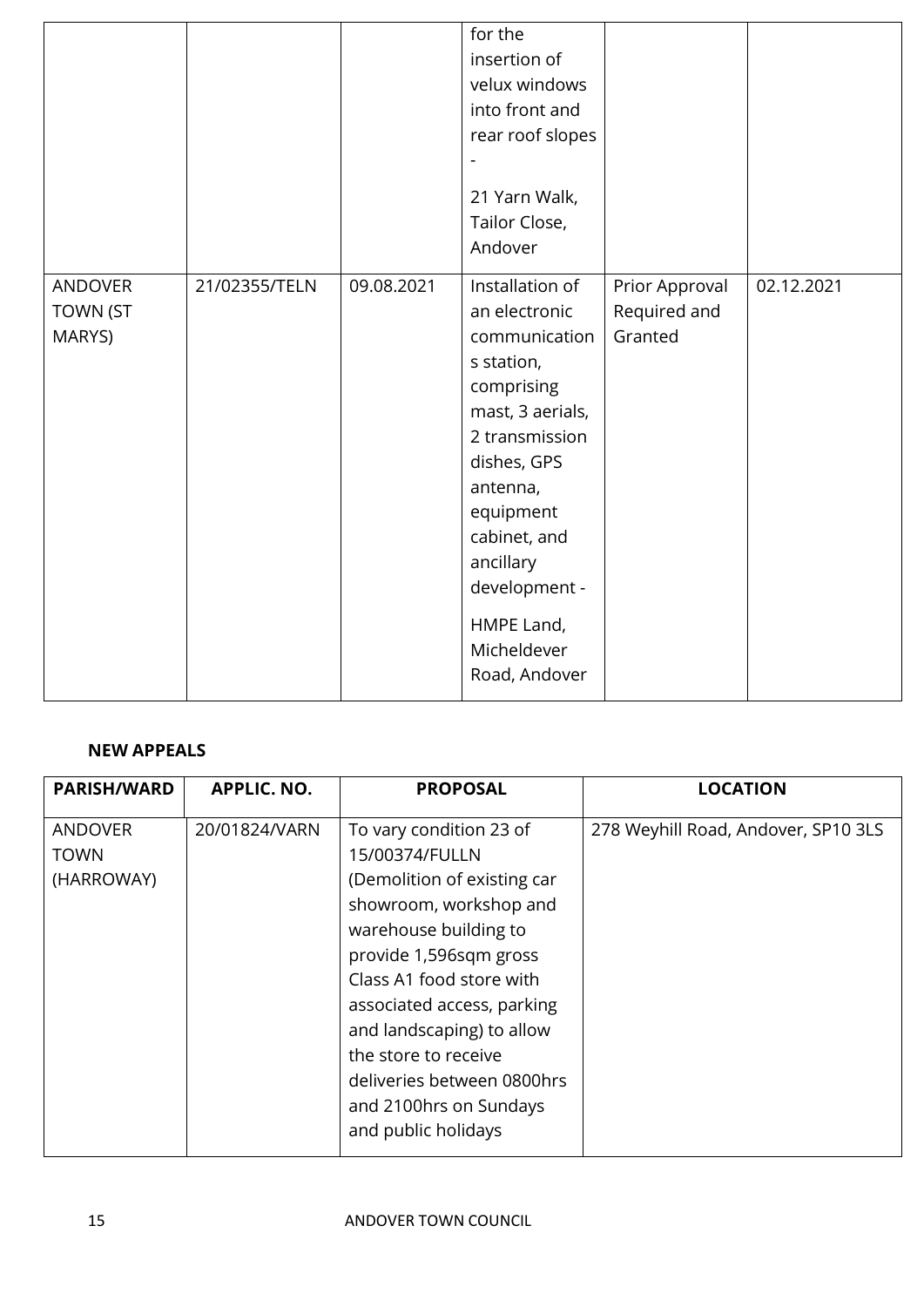| | | | for the insertion of velux windows into front and rear roof slopes - 21 Yarn Walk, Tailor Close, Andover | | |
|---|---|---|---|---|---|
| ANDOVER TOWN (ST MARYS) | 21/02355/TELN | 09.08.2021 | Installation of an electronic communications station, comprising mast, 3 aerials, 2 transmission dishes, GPS antenna, equipment cabinet, and ancillary development - HMPE Land, Micheldever Road, Andover | Prior Approval Required and Granted | 02.12.2021 |

**NEW APPEALS**

| PARISH/WARD | APPLIC. NO. | PROPOSAL | LOCATION |
|---|---|---|---|
| ANDOVER TOWN (HARROWAY) | 20/01824/VARN | To vary condition 23 of 15/00374/FULLN (Demolition of existing car showroom, workshop and warehouse building to provide 1,596sqm gross Class A1 food store with associated access, parking and landscaping) to allow the store to receive deliveries between 0800hrs and 2100hrs on Sundays and public holidays | 278 Weyhill Road, Andover, SP10 3LS |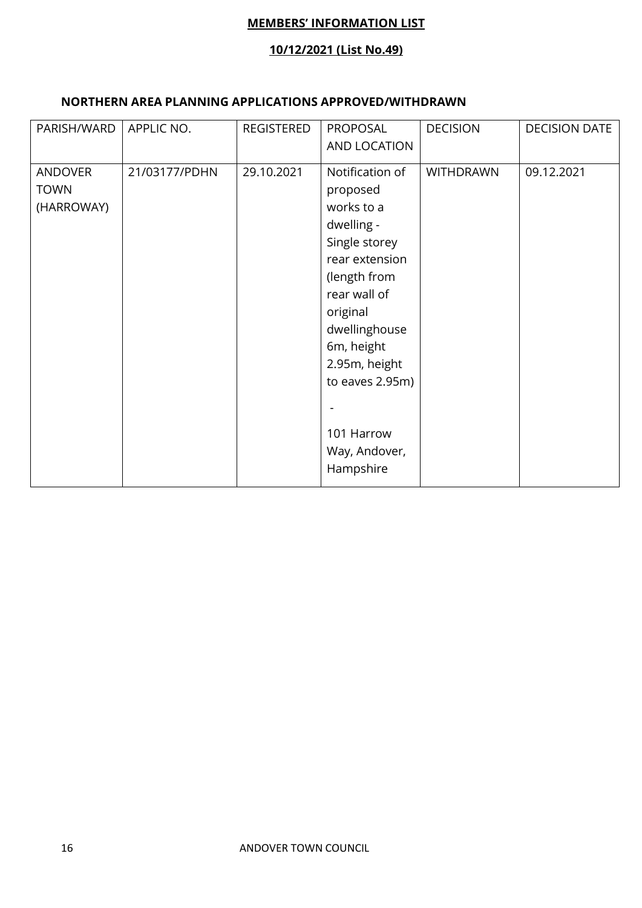**MEMBERS' INFORMATION LIST**

**10/12/2021 (List No.49)**

## NORTHERN AREA PLANNING APPLICATIONS APPROVED/WITHDRAWN

| PARISH/WARD | APPLIC NO. | REGISTERED | PROPOSAL AND LOCATION | DECISION | DECISION DATE |
|---|---|---|---|---|---|
| ANDOVER TOWN (HARROWAY) | 21/03177/PDHN | 29.10.2021 | Notification of proposed works to a dwelling - Single storey rear extension (length from rear wall of original dwellinghouse 6m, height 2.95m, height to eaves 2.95m) - 101 Harrow Way, Andover, Hampshire | WITHDRAWN | 09.12.2021 |

ANDOVER TOWN COUNCIL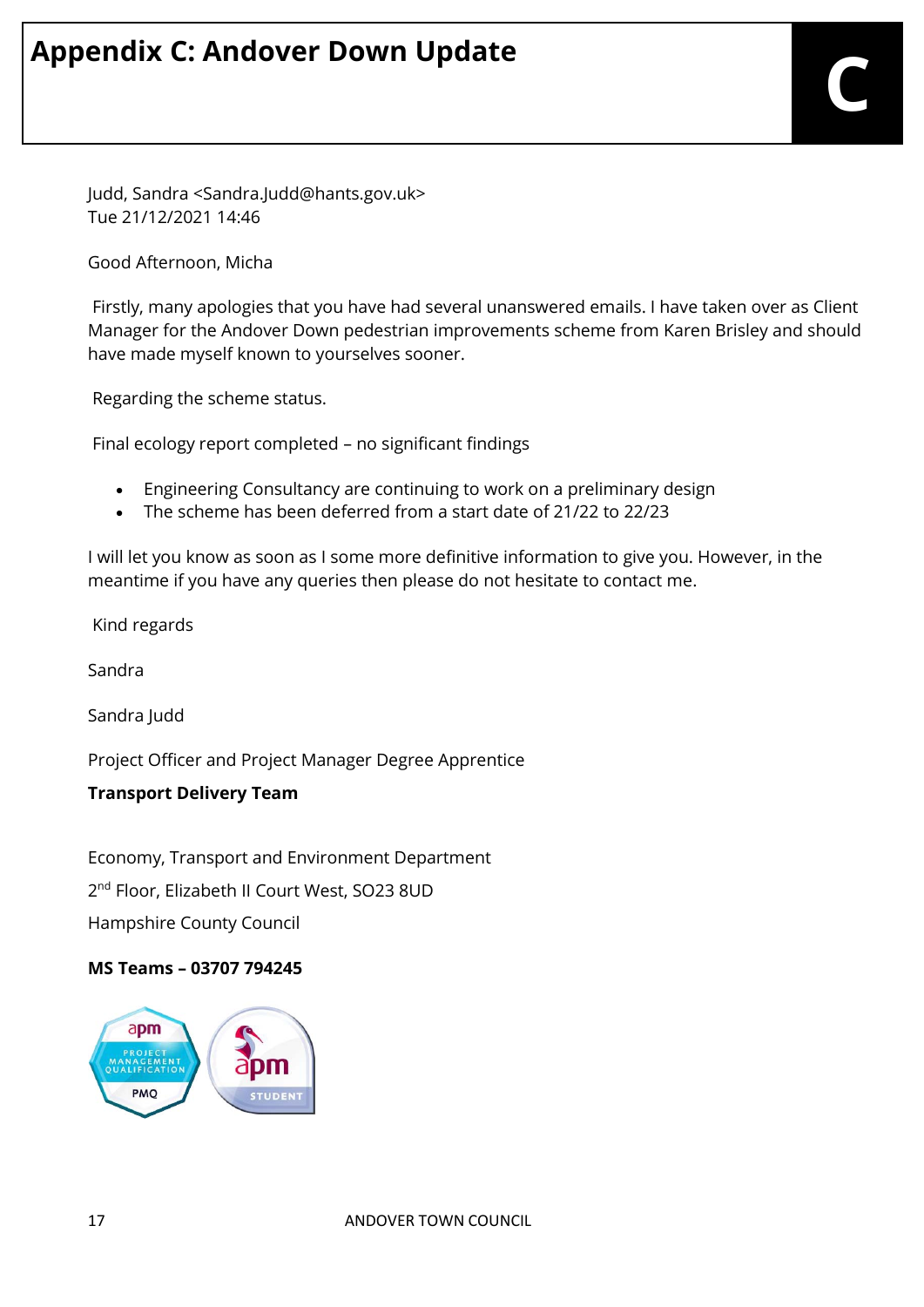# Appendix C: Andover Down Update

Judd, Sandra <Sandra.Judd@hants.gov.uk>
Tue 21/12/2021 14:46

Good Afternoon, Micha

Firstly, many apologies that you have had several unanswered emails. I have taken over as Client Manager for the Andover Down pedestrian improvements scheme from Karen Brisley and should have made myself known to yourselves sooner.

Regarding the scheme status.

Final ecology report completed – no significant findings

- Engineering Consultancy are continuing to work on a preliminary design
- The scheme has been deferred from a start date of 21/22 to 22/23

I will let you know as soon as I some more definitive information to give you. However, in the meantime if you have any queries then please do not hesitate to contact me.

Kind regards

Sandra

Sandra Judd

Project Officer and Project Manager Degree Apprentice

**Transport Delivery Team**

Economy, Transport and Environment Department

2nd Floor, Elizabeth II Court West, SO23 8UD

Hampshire County Council

**MS Teams – 03707 794245**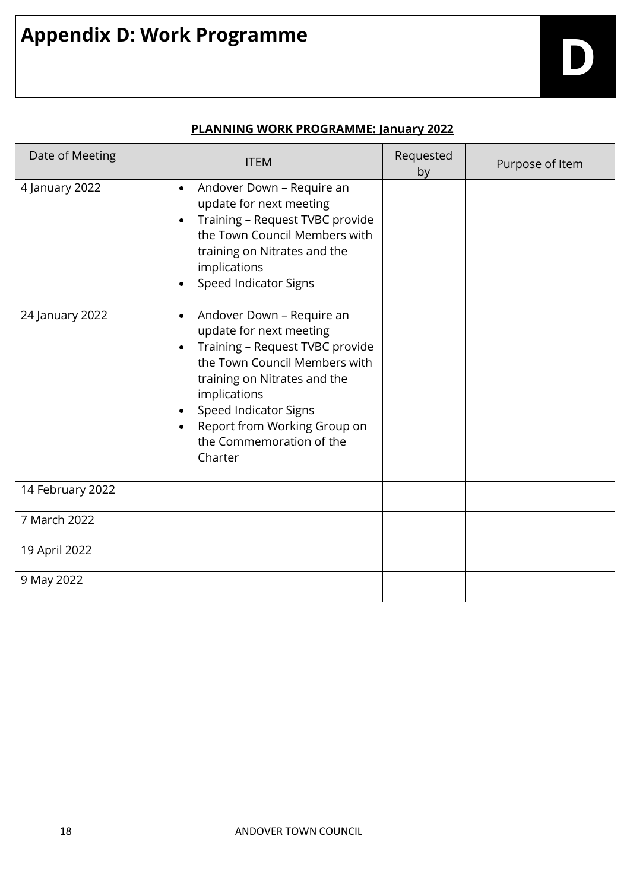# Appendix D: Work Programme

**D**

**PLANNING WORK PROGRAMME: January 2022**

| Date of Meeting | ITEM | Requested by | Purpose of Item |
|---|---|---|---|
| 4 January 2022 | • Andover Down – Require an update for next meeting<br>• Training – Request TVBC provide the Town Council Members with training on Nitrates and the implications<br>• Speed Indicator Signs | | |
| 24 January 2022 | • Andover Down – Require an update for next meeting<br>• Training – Request TVBC provide the Town Council Members with training on Nitrates and the implications<br>• Speed Indicator Signs<br>• Report from Working Group on the Commemoration of the Charter | | |
| 14 February 2022 | | | |
| 7 March 2022 | | | |
| 19 April 2022 | | | |
| 9 May 2022 | | | |